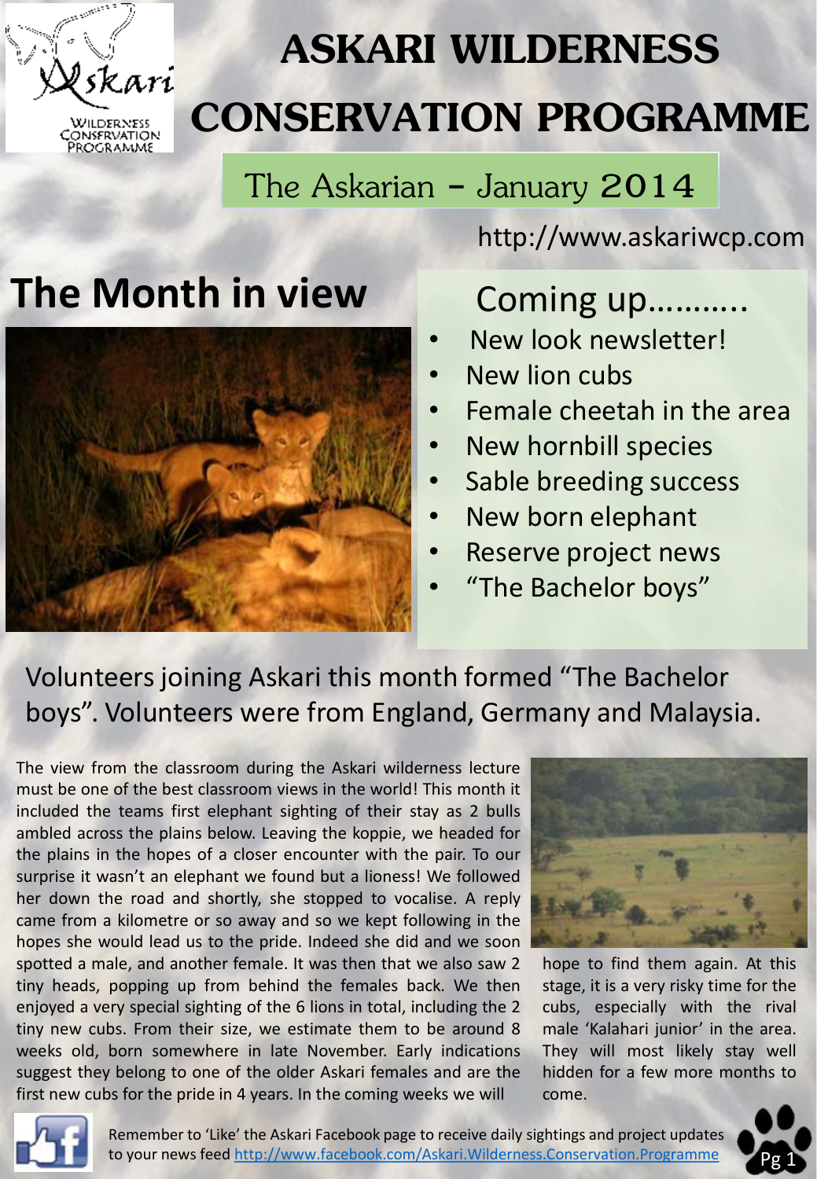# ASKARI WILDERNESS CONSERVATION PROGRAMME

The Askarian – January 2014

http://www.askariwcp.com

## The Month in view

### Coming up..........

- New look newsletter!
- New lion cubs
- Female cheetah in the area
- New hornbill species
- Sable breeding success
- New born elephant
- Reserve project news
- "The Bachelor boys"

Volunteers joining Askari this month formed "The Bachelor boys". Volunteers were from England, Germany and Malaysia.

The view from the classroom during the Askari wilderness lecture must be one of the best classroom views in the world! This month it included the teams first elephant sighting of their stay as 2 bulls ambled across the plains below. Leaving the koppie, we headed for the plains in the hopes of a closer encounter with the pair. To our surprise it wasn't an elephant we found but a lioness! We followed her down the road and shortly, she stopped to vocalise. A reply came from a kilometre or so away and so we kept following in the hopes she would lead us to the pride. Indeed she did and we soon spotted a male, and another female. It was then that we also saw 2 tiny heads, popping up from behind the females back. We then enjoyed a very special sighting of the 6 lions in total, including the 2 tiny new cubs. From their size, we estimate them to be around 8 weeks old, born somewhere in late November. Early indications suggest they belong to one of the older Askari females and are the first new cubs for the pride in 4 years. In the coming weeks we will hope to find them again. At this stage, it is a very risky time for the cubs, especially with the rival male 'Kalahari junior' in the area. They will most likely stay well hidden for a few more months to come.

Remember to 'Like' the Askari Facebook page to receive daily sightings and project updates to your news feed http://www.facebook.com/Askari.Wilderness.Conservation.Programme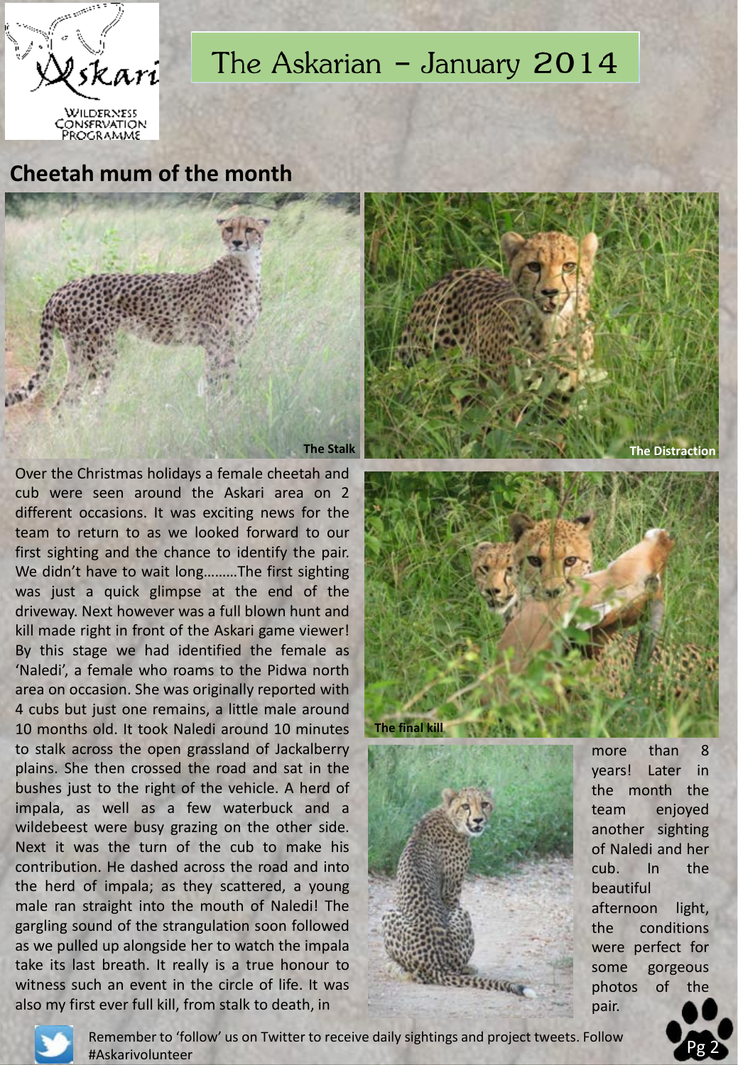## Cheetah mum of the month

The Stalk

The Distraction

Over the Christmas holidays a female cheetah and cub were seen around the Askari area on 2 different occasions. It was exciting news for the team to return to as we looked forward to our first sighting and the chance to identify the pair. We didn't have to wait long………The first sighting was just a quick glimpse at the end of the driveway. Next however was a full blown hunt and kill made right in front of the Askari game viewer! By this stage we had identified the female as 'Naledi', a female who roams to the Pidwa north area on occasion. She was originally reported with 4 cubs but just one remains, a little male around 10 months old. It took Naledi around 10 minutes to stalk across the open grassland of Jackalberry plains. She then crossed the road and sat in the bushes just to the right of the vehicle. A herd of impala, as well as a few waterbuck and a wildebeest were busy grazing on the other side. Next it was the turn of the cub to make his contribution. He dashed across the road and into the herd of impala; as they scattered, a young male ran straight into the mouth of Naledi! The gargling sound of the strangulation soon followed as we pulled up alongside her to watch the impala take its last breath. It really is a true honour to witness such an event in the circle of life. It was also my first ever full kill, from stalk to death, in more than 8 years! Later in the month the team enjoyed another sighting of Naledi and her cub. In the beautiful afternoon light, the conditions were perfect for some gorgeous photos of the pair.

The final kill

Remember to 'follow' us on Twitter to receive daily sightings and project tweets. Follow #Askarivolunteer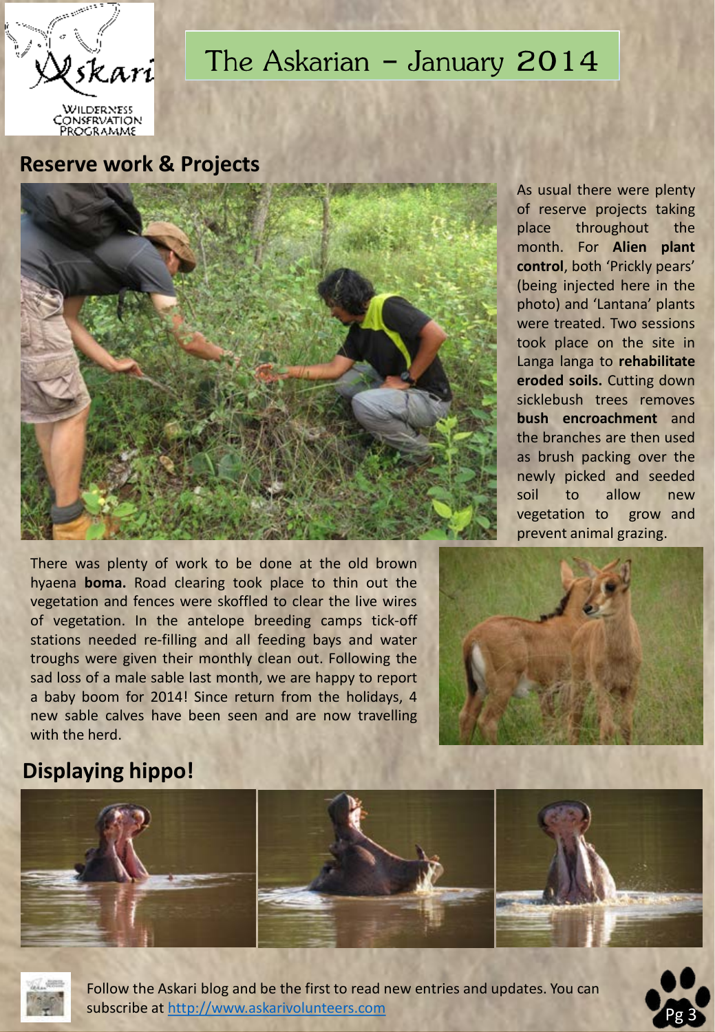# The Askarian – January 2014

## Reserve work & Projects

As usual there were plenty of reserve projects taking place throughout the month. For **Alien plant control**, both 'Prickly pears' (being injected here in the photo) and 'Lantana' plants were treated. Two sessions took place on the site in Langa langa to **rehabilitate eroded soils.** Cutting down sicklebush trees removes **bush encroachment** and the branches are then used as brush packing over the newly picked and seeded soil to allow new vegetation to grow and prevent animal grazing.

There was plenty of work to be done at the old brown hyaena **boma.** Road clearing took place to thin out the vegetation and fences were skoffled to clear the live wires of vegetation. In the antelope breeding camps tick-off stations needed re-filling and all feeding bays and water troughs were given their monthly clean out. Following the sad loss of a male sable last month, we are happy to report a baby boom for 2014! Since return from the holidays, 4 new sable calves have been seen and are now travelling with the herd.

## Displaying hippo!

Follow the Askari blog and be the first to read new entries and updates. You can subscribe at http://www.askarivolunteers.com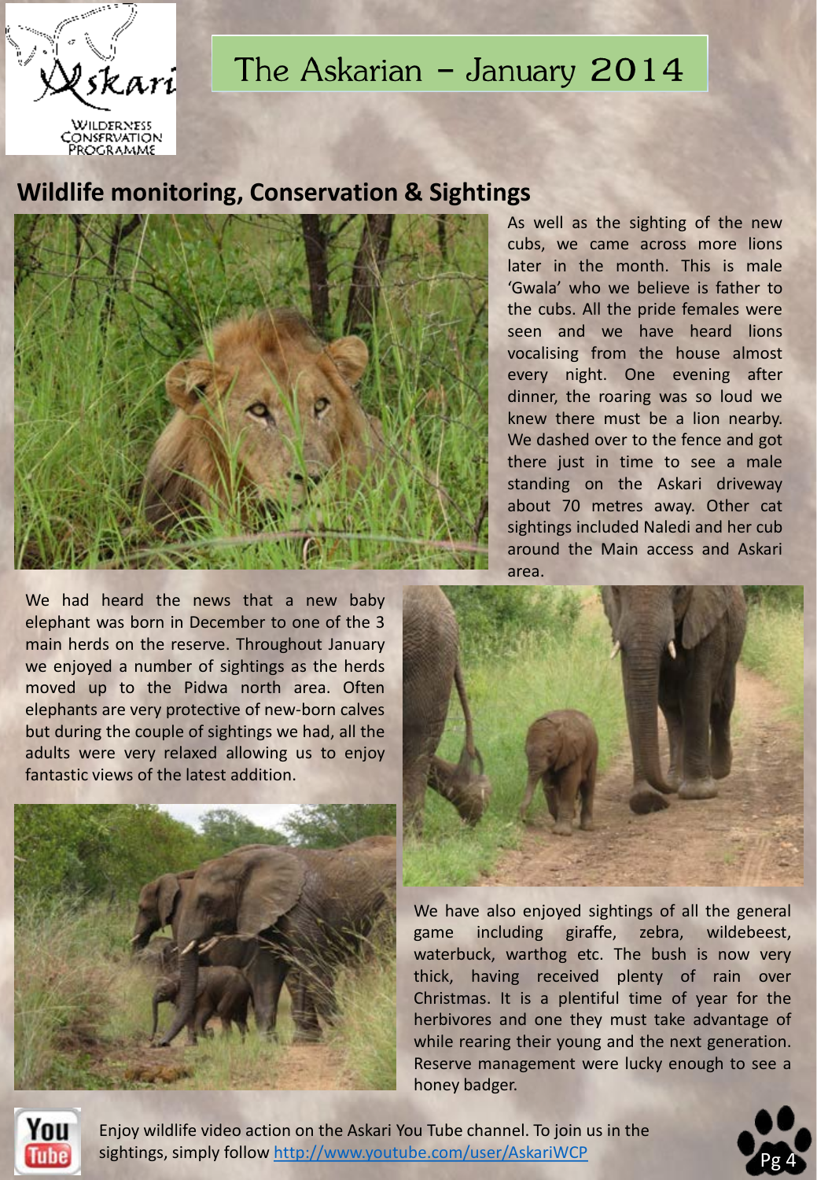# The Askarian – January 2014

## Wildlife monitoring, Conservation & Sightings

As well as the sighting of the new cubs, we came across more lions later in the month. This is male 'Gwala' who we believe is father to the cubs. All the pride females were seen and we have heard lions vocalising from the house almost every night. One evening after dinner, the roaring was so loud we knew there must be a lion nearby. We dashed over to the fence and got there just in time to see a male standing on the Askari driveway about 70 metres away. Other cat sightings included Naledi and her cub around the Main access and Askari area.

We had heard the news that a new baby elephant was born in December to one of the 3 main herds on the reserve. Throughout January we enjoyed a number of sightings as the herds moved up to the Pidwa north area. Often elephants are very protective of new-born calves but during the couple of sightings we had, all the adults were very relaxed allowing us to enjoy fantastic views of the latest addition.

We have also enjoyed sightings of all the general game including giraffe, zebra, wildebeest, waterbuck, warthog etc. The bush is now very thick, having received plenty of rain over Christmas. It is a plentiful time of year for the herbivores and one they must take advantage of while rearing their young and the next generation. Reserve management were lucky enough to see a honey badger.

Enjoy wildlife video action on the Askari You Tube channel. To join us in the sightings, simply follow http://www.youtube.com/user/AskariWCP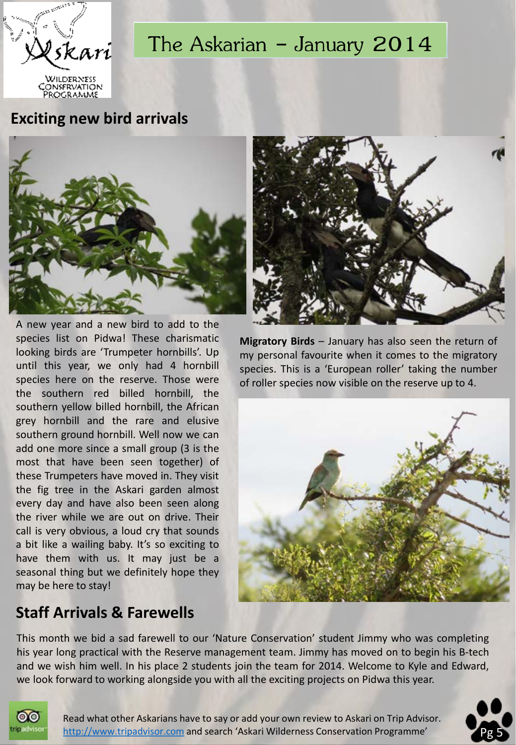# The Askarian – January 2014

## Exciting new bird arrivals

A new year and a new bird to add to the species list on Pidwa! These charismatic looking birds are 'Trumpeter hornbills'. Up until this year, we only had 4 hornbill species here on the reserve. Those were the southern red billed hornbill, the southern yellow billed hornbill, the African grey hornbill and the rare and elusive southern ground hornbill. Well now we can add one more since a small group (3 is the most that have been seen together) of these Trumpeters have moved in. They visit the fig tree in the Askari garden almost every day and have also been seen along the river while we are out on drive. Their call is very obvious, a loud cry that sounds a bit like a wailing baby. It's so exciting to have them with us. It may just be a seasonal thing but we definitely hope they may be here to stay!

**Migratory Birds** – January has also seen the return of my personal favourite when it comes to the migratory species. This is a 'European roller' taking the number of roller species now visible on the reserve up to 4.

## Staff Arrivals & Farewells

This month we bid a sad farewell to our 'Nature Conservation' student Jimmy who was completing his year long practical with the Reserve management team. Jimmy has moved on to begin his B-tech and we wish him well. In his place 2 students join the team for 2014. Welcome to Kyle and Edward, we look forward to working alongside you with all the exciting projects on Pidwa this year.

Read what other Askarians have to say or add your own review to Askari on Trip Advisor. http://www.tripadvisor.com and search 'Askari Wilderness Conservation Programme'